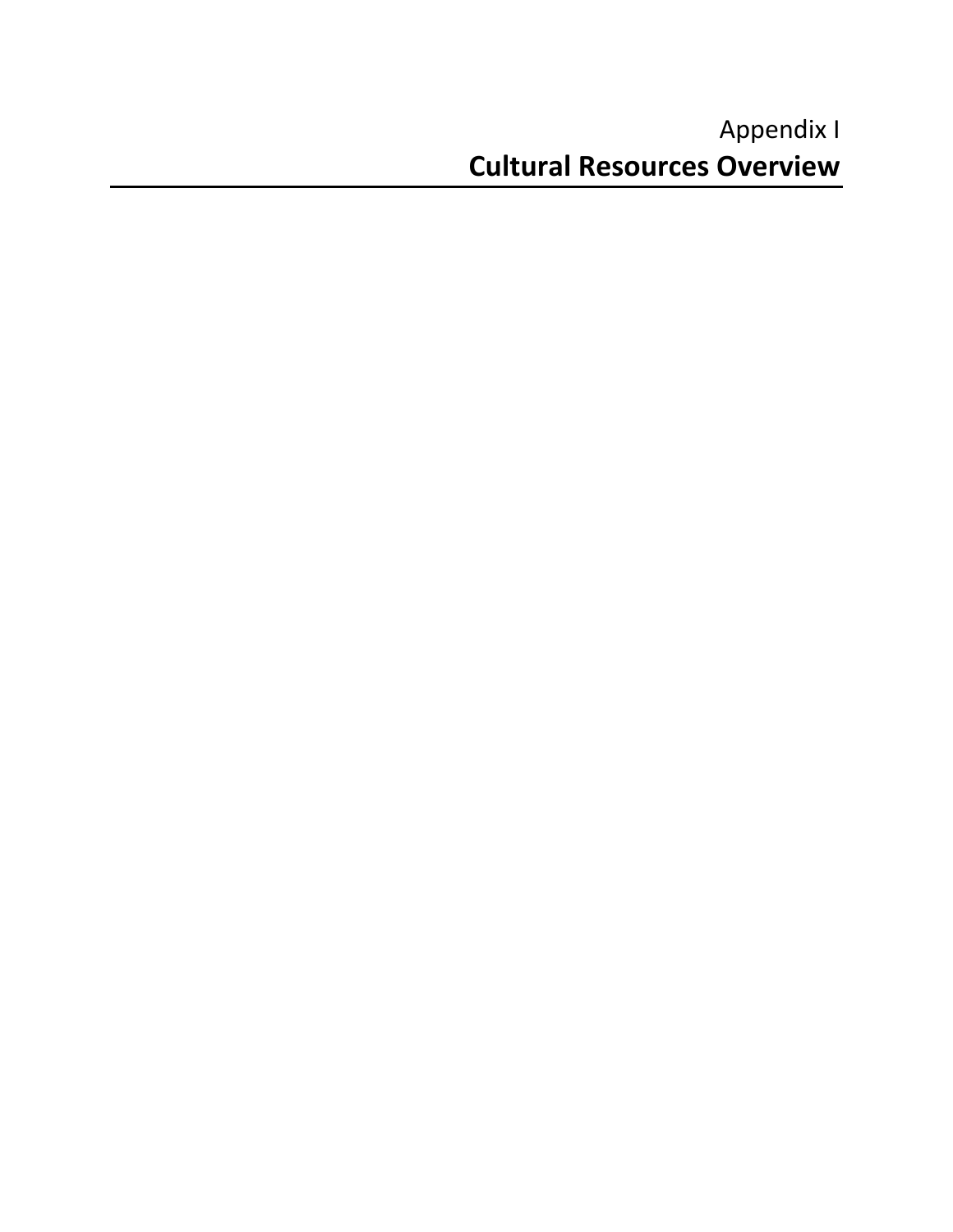Appendix I

# Cultural Resources Overview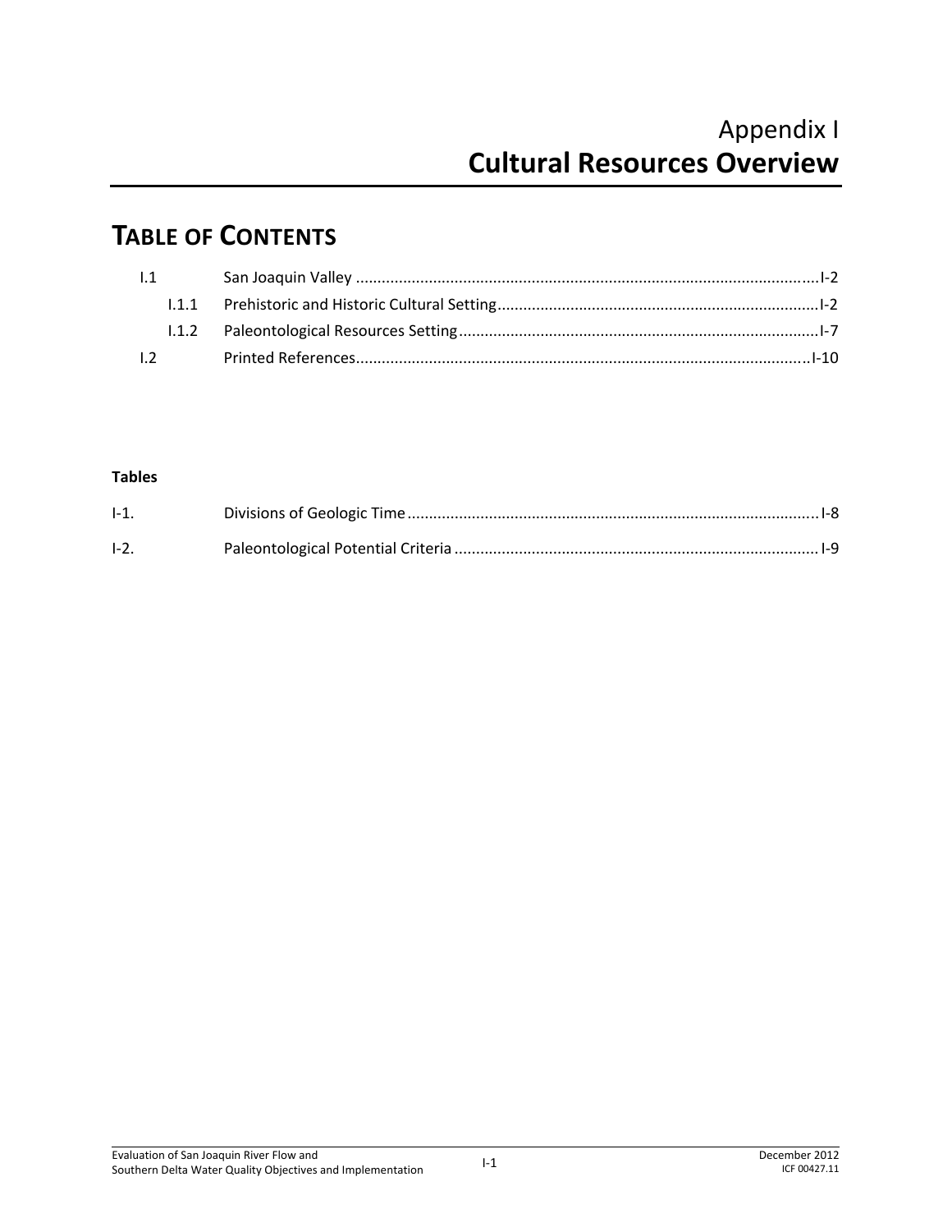# Appendix I
# Cultural Resources Overview

## TABLE OF CONTENTS

| | | |
|---|---|---|
| I.1 | San Joaquin Valley | I-2 |
| I.1.1 | Prehistoric and Historic Cultural Setting | I-2 |
| I.1.2 | Paleontological Resources Setting | I-7 |
| I.2 | Printed References | I-10 |

**Tables**

| | | |
|---|---|---|
| I-1. | Divisions of Geologic Time | I-8 |
| I-2. | Paleontological Potential Criteria | I-9 |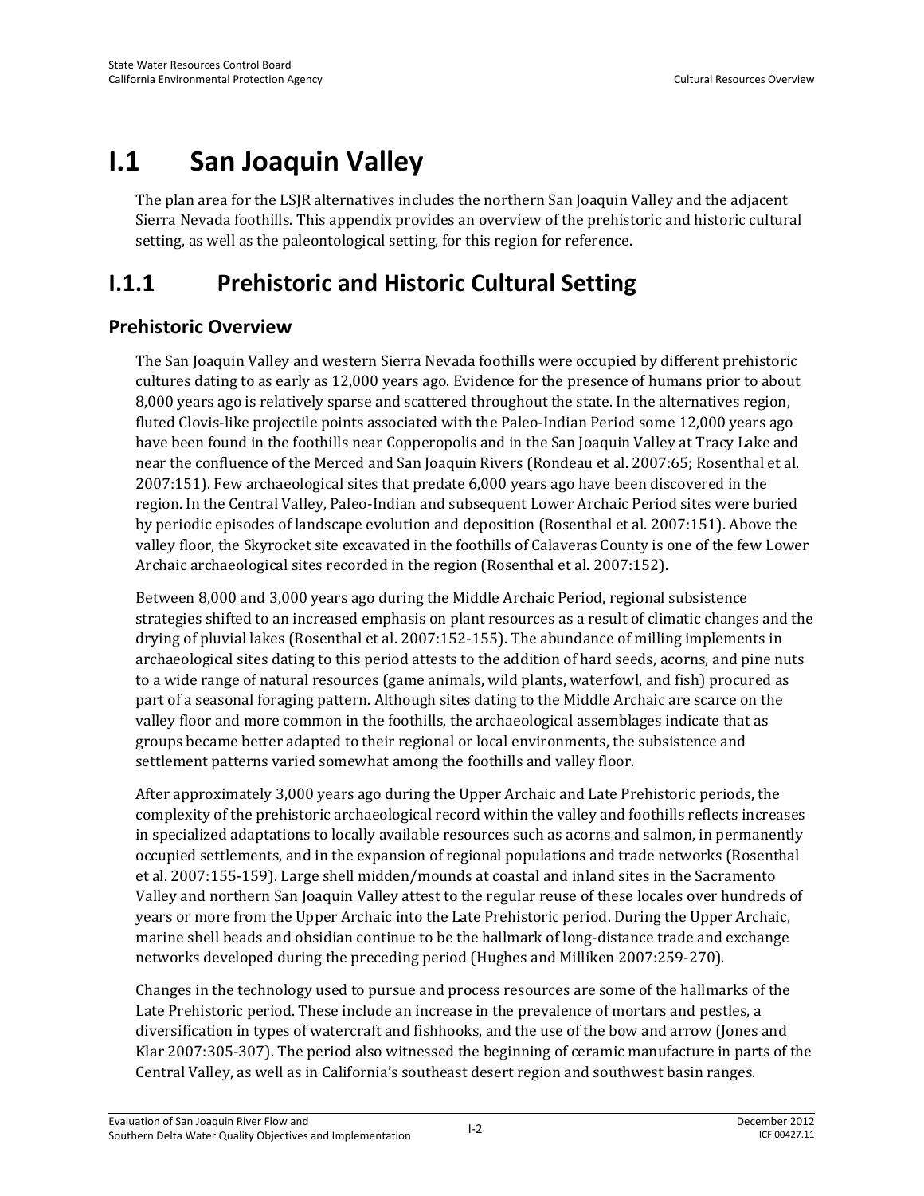# I.1 San Joaquin Valley

The plan area for the LSJR alternatives includes the northern San Joaquin Valley and the adjacent Sierra Nevada foothills. This appendix provides an overview of the prehistoric and historic cultural setting, as well as the paleontological setting, for this region for reference.

## I.1.1 Prehistoric and Historic Cultural Setting

### Prehistoric Overview

The San Joaquin Valley and western Sierra Nevada foothills were occupied by different prehistoric cultures dating to as early as 12,000 years ago. Evidence for the presence of humans prior to about 8,000 years ago is relatively sparse and scattered throughout the state. In the alternatives region, fluted Clovis-like projectile points associated with the Paleo-Indian Period some 12,000 years ago have been found in the foothills near Copperopolis and in the San Joaquin Valley at Tracy Lake and near the confluence of the Merced and San Joaquin Rivers (Rondeau et al. 2007:65; Rosenthal et al. 2007:151). Few archaeological sites that predate 6,000 years ago have been discovered in the region. In the Central Valley, Paleo-Indian and subsequent Lower Archaic Period sites were buried by periodic episodes of landscape evolution and deposition (Rosenthal et al. 2007:151). Above the valley floor, the Skyrocket site excavated in the foothills of Calaveras County is one of the few Lower Archaic archaeological sites recorded in the region (Rosenthal et al. 2007:152).

Between 8,000 and 3,000 years ago during the Middle Archaic Period, regional subsistence strategies shifted to an increased emphasis on plant resources as a result of climatic changes and the drying of pluvial lakes (Rosenthal et al. 2007:152-155). The abundance of milling implements in archaeological sites dating to this period attests to the addition of hard seeds, acorns, and pine nuts to a wide range of natural resources (game animals, wild plants, waterfowl, and fish) procured as part of a seasonal foraging pattern. Although sites dating to the Middle Archaic are scarce on the valley floor and more common in the foothills, the archaeological assemblages indicate that as groups became better adapted to their regional or local environments, the subsistence and settlement patterns varied somewhat among the foothills and valley floor.

After approximately 3,000 years ago during the Upper Archaic and Late Prehistoric periods, the complexity of the prehistoric archaeological record within the valley and foothills reflects increases in specialized adaptations to locally available resources such as acorns and salmon, in permanently occupied settlements, and in the expansion of regional populations and trade networks (Rosenthal et al. 2007:155-159). Large shell midden/mounds at coastal and inland sites in the Sacramento Valley and northern San Joaquin Valley attest to the regular reuse of these locales over hundreds of years or more from the Upper Archaic into the Late Prehistoric period. During the Upper Archaic, marine shell beads and obsidian continue to be the hallmark of long-distance trade and exchange networks developed during the preceding period (Hughes and Milliken 2007:259-270).

Changes in the technology used to pursue and process resources are some of the hallmarks of the Late Prehistoric period. These include an increase in the prevalence of mortars and pestles, a diversification in types of watercraft and fishhooks, and the use of the bow and arrow (Jones and Klar 2007:305-307). The period also witnessed the beginning of ceramic manufacture in parts of the Central Valley, as well as in California's southeast desert region and southwest basin ranges.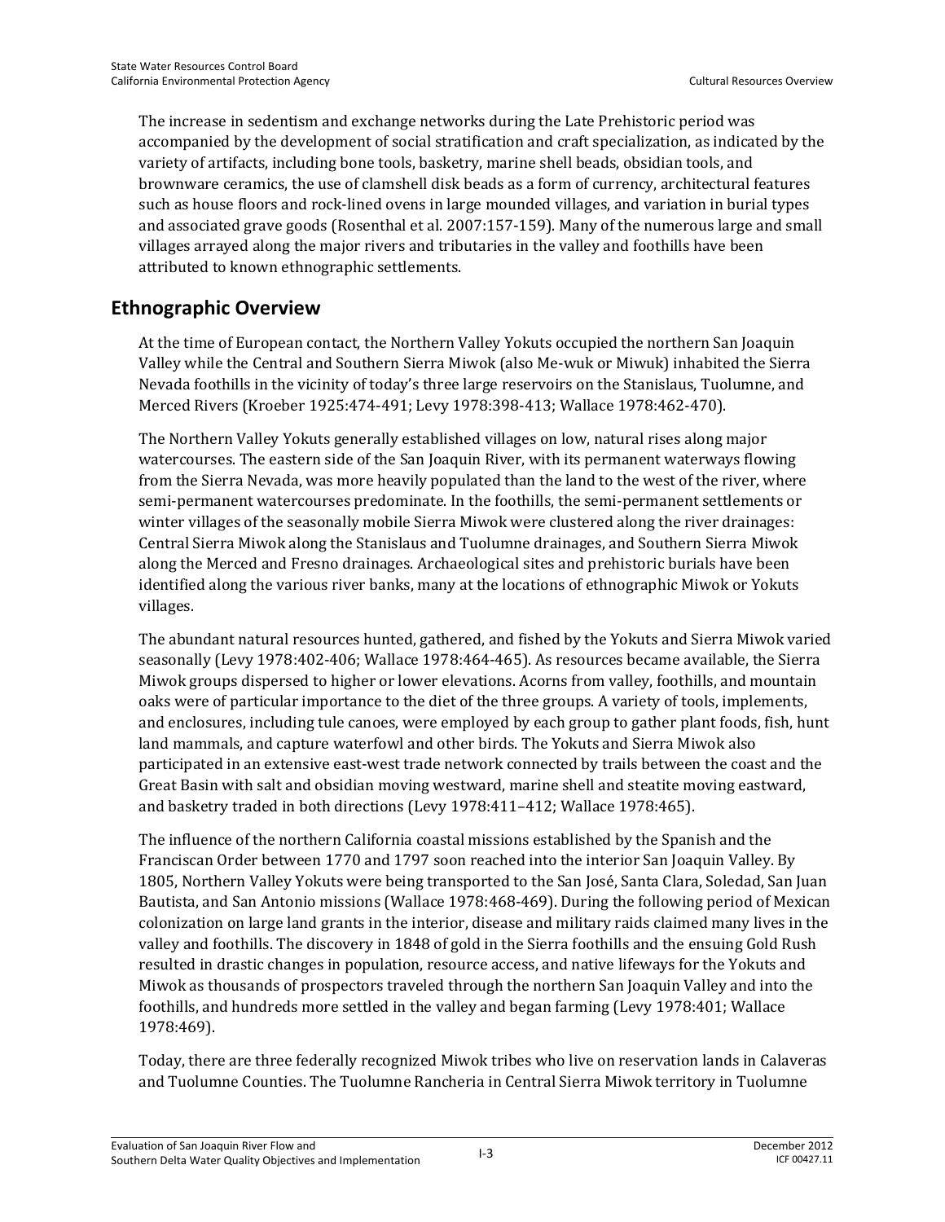The increase in sedentism and exchange networks during the Late Prehistoric period was accompanied by the development of social stratification and craft specialization, as indicated by the variety of artifacts, including bone tools, basketry, marine shell beads, obsidian tools, and brownware ceramics, the use of clamshell disk beads as a form of currency, architectural features such as house floors and rock-lined ovens in large mounded villages, and variation in burial types and associated grave goods (Rosenthal et al. 2007:157-159). Many of the numerous large and small villages arrayed along the major rivers and tributaries in the valley and foothills have been attributed to known ethnographic settlements.

## Ethnographic Overview

At the time of European contact, the Northern Valley Yokuts occupied the northern San Joaquin Valley while the Central and Southern Sierra Miwok (also Me-wuk or Miwuk) inhabited the Sierra Nevada foothills in the vicinity of today's three large reservoirs on the Stanislaus, Tuolumne, and Merced Rivers (Kroeber 1925:474-491; Levy 1978:398-413; Wallace 1978:462-470).

The Northern Valley Yokuts generally established villages on low, natural rises along major watercourses. The eastern side of the San Joaquin River, with its permanent waterways flowing from the Sierra Nevada, was more heavily populated than the land to the west of the river, where semi-permanent watercourses predominate. In the foothills, the semi-permanent settlements or winter villages of the seasonally mobile Sierra Miwok were clustered along the river drainages: Central Sierra Miwok along the Stanislaus and Tuolumne drainages, and Southern Sierra Miwok along the Merced and Fresno drainages. Archaeological sites and prehistoric burials have been identified along the various river banks, many at the locations of ethnographic Miwok or Yokuts villages.

The abundant natural resources hunted, gathered, and fished by the Yokuts and Sierra Miwok varied seasonally (Levy 1978:402-406; Wallace 1978:464-465). As resources became available, the Sierra Miwok groups dispersed to higher or lower elevations. Acorns from valley, foothills, and mountain oaks were of particular importance to the diet of the three groups. A variety of tools, implements, and enclosures, including tule canoes, were employed by each group to gather plant foods, fish, hunt land mammals, and capture waterfowl and other birds. The Yokuts and Sierra Miwok also participated in an extensive east-west trade network connected by trails between the coast and the Great Basin with salt and obsidian moving westward, marine shell and steatite moving eastward, and basketry traded in both directions (Levy 1978:411–412; Wallace 1978:465).

The influence of the northern California coastal missions established by the Spanish and the Franciscan Order between 1770 and 1797 soon reached into the interior San Joaquin Valley. By 1805, Northern Valley Yokuts were being transported to the San José, Santa Clara, Soledad, San Juan Bautista, and San Antonio missions (Wallace 1978:468-469). During the following period of Mexican colonization on large land grants in the interior, disease and military raids claimed many lives in the valley and foothills. The discovery in 1848 of gold in the Sierra foothills and the ensuing Gold Rush resulted in drastic changes in population, resource access, and native lifeways for the Yokuts and Miwok as thousands of prospectors traveled through the northern San Joaquin Valley and into the foothills, and hundreds more settled in the valley and began farming (Levy 1978:401; Wallace 1978:469).

Today, there are three federally recognized Miwok tribes who live on reservation lands in Calaveras and Tuolumne Counties. The Tuolumne Rancheria in Central Sierra Miwok territory in Tuolumne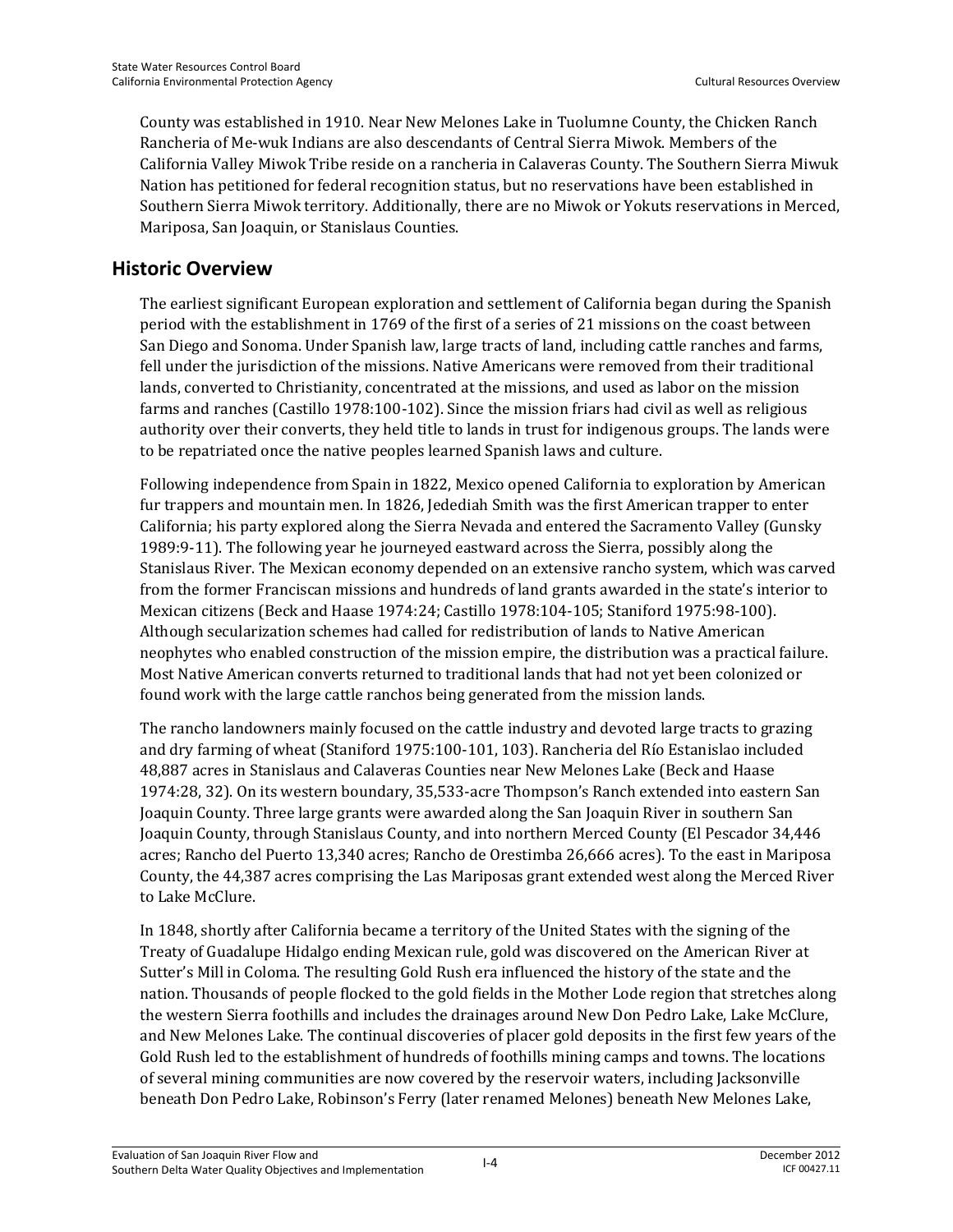County was established in 1910. Near New Melones Lake in Tuolumne County, the Chicken Ranch Rancheria of Me-wuk Indians are also descendants of Central Sierra Miwok. Members of the California Valley Miwok Tribe reside on a rancheria in Calaveras County. The Southern Sierra Miwuk Nation has petitioned for federal recognition status, but no reservations have been established in Southern Sierra Miwok territory. Additionally, there are no Miwok or Yokuts reservations in Merced, Mariposa, San Joaquin, or Stanislaus Counties.

## Historic Overview

The earliest significant European exploration and settlement of California began during the Spanish period with the establishment in 1769 of the first of a series of 21 missions on the coast between San Diego and Sonoma. Under Spanish law, large tracts of land, including cattle ranches and farms, fell under the jurisdiction of the missions. Native Americans were removed from their traditional lands, converted to Christianity, concentrated at the missions, and used as labor on the mission farms and ranches (Castillo 1978:100-102). Since the mission friars had civil as well as religious authority over their converts, they held title to lands in trust for indigenous groups. The lands were to be repatriated once the native peoples learned Spanish laws and culture.

Following independence from Spain in 1822, Mexico opened California to exploration by American fur trappers and mountain men. In 1826, Jedediah Smith was the first American trapper to enter California; his party explored along the Sierra Nevada and entered the Sacramento Valley (Gunsky 1989:9-11). The following year he journeyed eastward across the Sierra, possibly along the Stanislaus River. The Mexican economy depended on an extensive rancho system, which was carved from the former Franciscan missions and hundreds of land grants awarded in the state's interior to Mexican citizens (Beck and Haase 1974:24; Castillo 1978:104-105; Staniford 1975:98-100). Although secularization schemes had called for redistribution of lands to Native American neophytes who enabled construction of the mission empire, the distribution was a practical failure. Most Native American converts returned to traditional lands that had not yet been colonized or found work with the large cattle ranchos being generated from the mission lands.

The rancho landowners mainly focused on the cattle industry and devoted large tracts to grazing and dry farming of wheat (Staniford 1975:100-101, 103). Rancheria del Río Estanislao included 48,887 acres in Stanislaus and Calaveras Counties near New Melones Lake (Beck and Haase 1974:28, 32). On its western boundary, 35,533-acre Thompson's Ranch extended into eastern San Joaquin County. Three large grants were awarded along the San Joaquin River in southern San Joaquin County, through Stanislaus County, and into northern Merced County (El Pescador 34,446 acres; Rancho del Puerto 13,340 acres; Rancho de Orestimba 26,666 acres). To the east in Mariposa County, the 44,387 acres comprising the Las Mariposas grant extended west along the Merced River to Lake McClure.

In 1848, shortly after California became a territory of the United States with the signing of the Treaty of Guadalupe Hidalgo ending Mexican rule, gold was discovered on the American River at Sutter's Mill in Coloma. The resulting Gold Rush era influenced the history of the state and the nation. Thousands of people flocked to the gold fields in the Mother Lode region that stretches along the western Sierra foothills and includes the drainages around New Don Pedro Lake, Lake McClure, and New Melones Lake. The continual discoveries of placer gold deposits in the first few years of the Gold Rush led to the establishment of hundreds of foothills mining camps and towns. The locations of several mining communities are now covered by the reservoir waters, including Jacksonville beneath Don Pedro Lake, Robinson's Ferry (later renamed Melones) beneath New Melones Lake,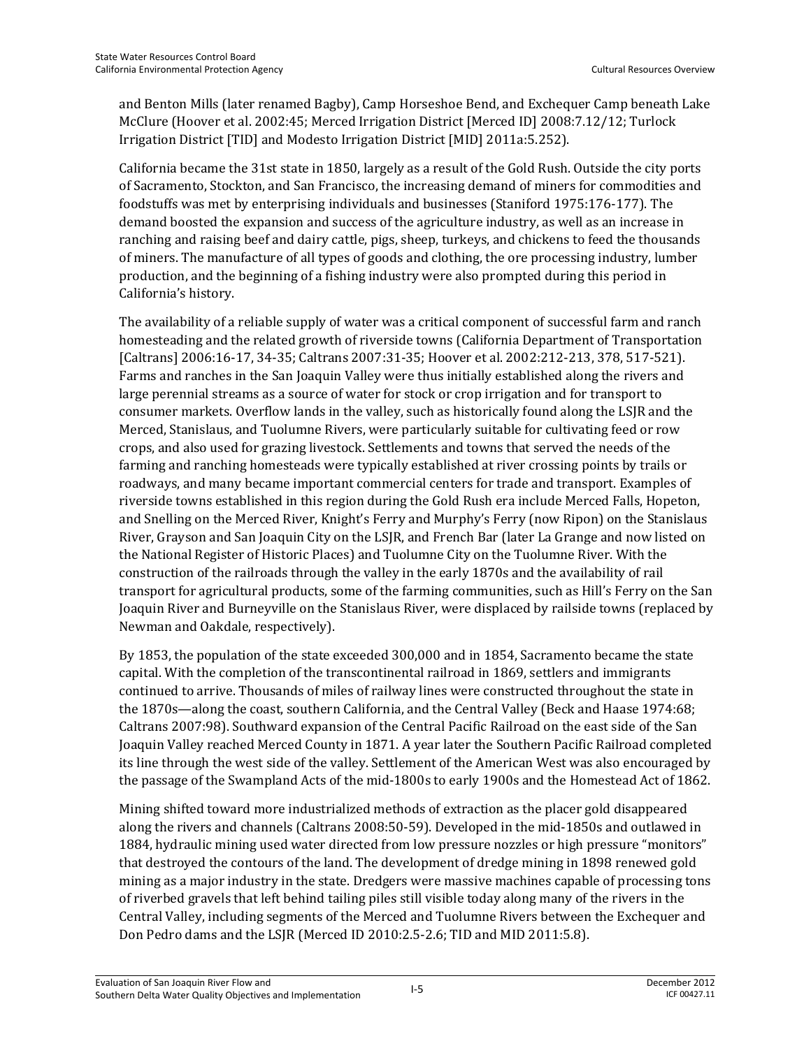and Benton Mills (later renamed Bagby), Camp Horseshoe Bend, and Exchequer Camp beneath Lake McClure (Hoover et al. 2002:45; Merced Irrigation District [Merced ID] 2008:7.12/12; Turlock Irrigation District [TID] and Modesto Irrigation District [MID] 2011a:5.252).

California became the 31st state in 1850, largely as a result of the Gold Rush. Outside the city ports of Sacramento, Stockton, and San Francisco, the increasing demand of miners for commodities and foodstuffs was met by enterprising individuals and businesses (Staniford 1975:176-177). The demand boosted the expansion and success of the agriculture industry, as well as an increase in ranching and raising beef and dairy cattle, pigs, sheep, turkeys, and chickens to feed the thousands of miners. The manufacture of all types of goods and clothing, the ore processing industry, lumber production, and the beginning of a fishing industry were also prompted during this period in California's history.

The availability of a reliable supply of water was a critical component of successful farm and ranch homesteading and the related growth of riverside towns (California Department of Transportation [Caltrans] 2006:16-17, 34-35; Caltrans 2007:31-35; Hoover et al. 2002:212-213, 378, 517-521). Farms and ranches in the San Joaquin Valley were thus initially established along the rivers and large perennial streams as a source of water for stock or crop irrigation and for transport to consumer markets. Overflow lands in the valley, such as historically found along the LSJR and the Merced, Stanislaus, and Tuolumne Rivers, were particularly suitable for cultivating feed or row crops, and also used for grazing livestock. Settlements and towns that served the needs of the farming and ranching homesteads were typically established at river crossing points by trails or roadways, and many became important commercial centers for trade and transport. Examples of riverside towns established in this region during the Gold Rush era include Merced Falls, Hopeton, and Snelling on the Merced River, Knight's Ferry and Murphy's Ferry (now Ripon) on the Stanislaus River, Grayson and San Joaquin City on the LSJR, and French Bar (later La Grange and now listed on the National Register of Historic Places) and Tuolumne City on the Tuolumne River. With the construction of the railroads through the valley in the early 1870s and the availability of rail transport for agricultural products, some of the farming communities, such as Hill's Ferry on the San Joaquin River and Burneyville on the Stanislaus River, were displaced by railside towns (replaced by Newman and Oakdale, respectively).

By 1853, the population of the state exceeded 300,000 and in 1854, Sacramento became the state capital. With the completion of the transcontinental railroad in 1869, settlers and immigrants continued to arrive. Thousands of miles of railway lines were constructed throughout the state in the 1870s—along the coast, southern California, and the Central Valley (Beck and Haase 1974:68; Caltrans 2007:98). Southward expansion of the Central Pacific Railroad on the east side of the San Joaquin Valley reached Merced County in 1871. A year later the Southern Pacific Railroad completed its line through the west side of the valley. Settlement of the American West was also encouraged by the passage of the Swampland Acts of the mid-1800s to early 1900s and the Homestead Act of 1862.

Mining shifted toward more industrialized methods of extraction as the placer gold disappeared along the rivers and channels (Caltrans 2008:50-59). Developed in the mid-1850s and outlawed in 1884, hydraulic mining used water directed from low pressure nozzles or high pressure "monitors" that destroyed the contours of the land. The development of dredge mining in 1898 renewed gold mining as a major industry in the state. Dredgers were massive machines capable of processing tons of riverbed gravels that left behind tailing piles still visible today along many of the rivers in the Central Valley, including segments of the Merced and Tuolumne Rivers between the Exchequer and Don Pedro dams and the LSJR (Merced ID 2010:2.5-2.6; TID and MID 2011:5.8).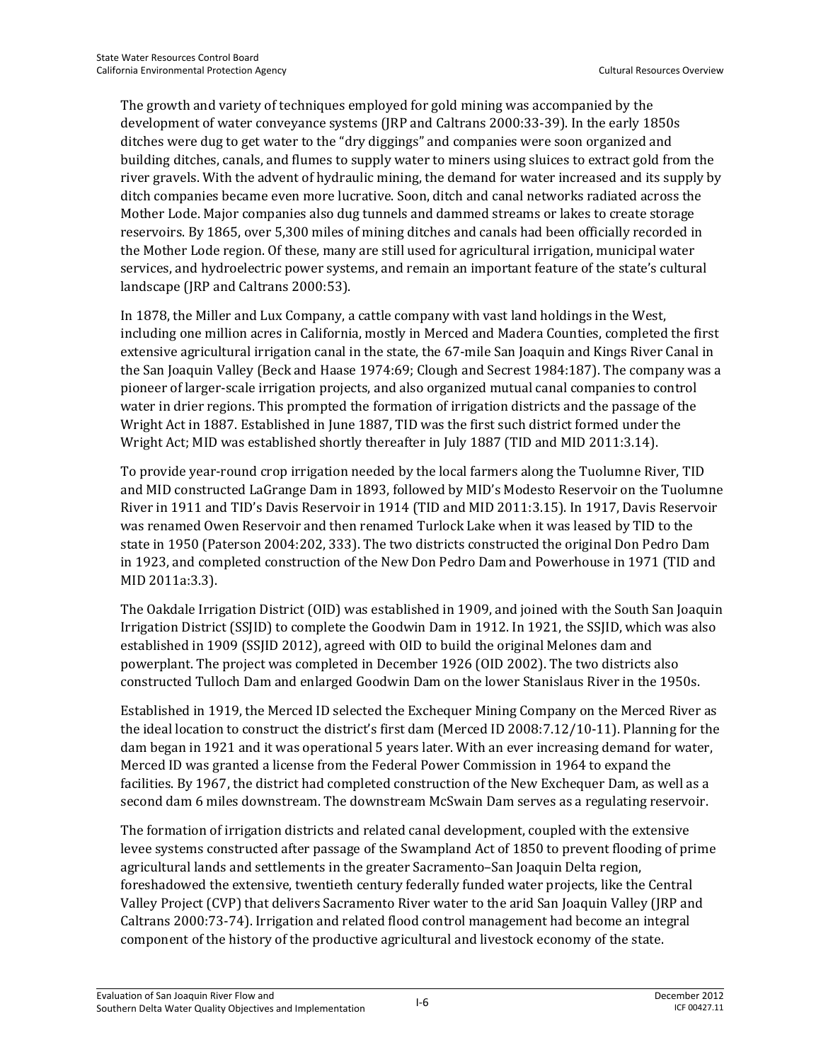The growth and variety of techniques employed for gold mining was accompanied by the development of water conveyance systems (JRP and Caltrans 2000:33-39). In the early 1850s ditches were dug to get water to the "dry diggings" and companies were soon organized and building ditches, canals, and flumes to supply water to miners using sluices to extract gold from the river gravels. With the advent of hydraulic mining, the demand for water increased and its supply by ditch companies became even more lucrative. Soon, ditch and canal networks radiated across the Mother Lode. Major companies also dug tunnels and dammed streams or lakes to create storage reservoirs. By 1865, over 5,300 miles of mining ditches and canals had been officially recorded in the Mother Lode region. Of these, many are still used for agricultural irrigation, municipal water services, and hydroelectric power systems, and remain an important feature of the state's cultural landscape (JRP and Caltrans 2000:53).

In 1878, the Miller and Lux Company, a cattle company with vast land holdings in the West, including one million acres in California, mostly in Merced and Madera Counties, completed the first extensive agricultural irrigation canal in the state, the 67-mile San Joaquin and Kings River Canal in the San Joaquin Valley (Beck and Haase 1974:69; Clough and Secrest 1984:187). The company was a pioneer of larger-scale irrigation projects, and also organized mutual canal companies to control water in drier regions. This prompted the formation of irrigation districts and the passage of the Wright Act in 1887. Established in June 1887, TID was the first such district formed under the Wright Act; MID was established shortly thereafter in July 1887 (TID and MID 2011:3.14).

To provide year-round crop irrigation needed by the local farmers along the Tuolumne River, TID and MID constructed LaGrange Dam in 1893, followed by MID's Modesto Reservoir on the Tuolumne River in 1911 and TID's Davis Reservoir in 1914 (TID and MID 2011:3.15). In 1917, Davis Reservoir was renamed Owen Reservoir and then renamed Turlock Lake when it was leased by TID to the state in 1950 (Paterson 2004:202, 333). The two districts constructed the original Don Pedro Dam in 1923, and completed construction of the New Don Pedro Dam and Powerhouse in 1971 (TID and MID 2011a:3.3).

The Oakdale Irrigation District (OID) was established in 1909, and joined with the South San Joaquin Irrigation District (SSJID) to complete the Goodwin Dam in 1912. In 1921, the SSJID, which was also established in 1909 (SSJID 2012), agreed with OID to build the original Melones dam and powerplant. The project was completed in December 1926 (OID 2002). The two districts also constructed Tulloch Dam and enlarged Goodwin Dam on the lower Stanislaus River in the 1950s.

Established in 1919, the Merced ID selected the Exchequer Mining Company on the Merced River as the ideal location to construct the district's first dam (Merced ID 2008:7.12/10-11). Planning for the dam began in 1921 and it was operational 5 years later. With an ever increasing demand for water, Merced ID was granted a license from the Federal Power Commission in 1964 to expand the facilities. By 1967, the district had completed construction of the New Exchequer Dam, as well as a second dam 6 miles downstream. The downstream McSwain Dam serves as a regulating reservoir.

The formation of irrigation districts and related canal development, coupled with the extensive levee systems constructed after passage of the Swampland Act of 1850 to prevent flooding of prime agricultural lands and settlements in the greater Sacramento–San Joaquin Delta region, foreshadowed the extensive, twentieth century federally funded water projects, like the Central Valley Project (CVP) that delivers Sacramento River water to the arid San Joaquin Valley (JRP and Caltrans 2000:73-74). Irrigation and related flood control management had become an integral component of the history of the productive agricultural and livestock economy of the state.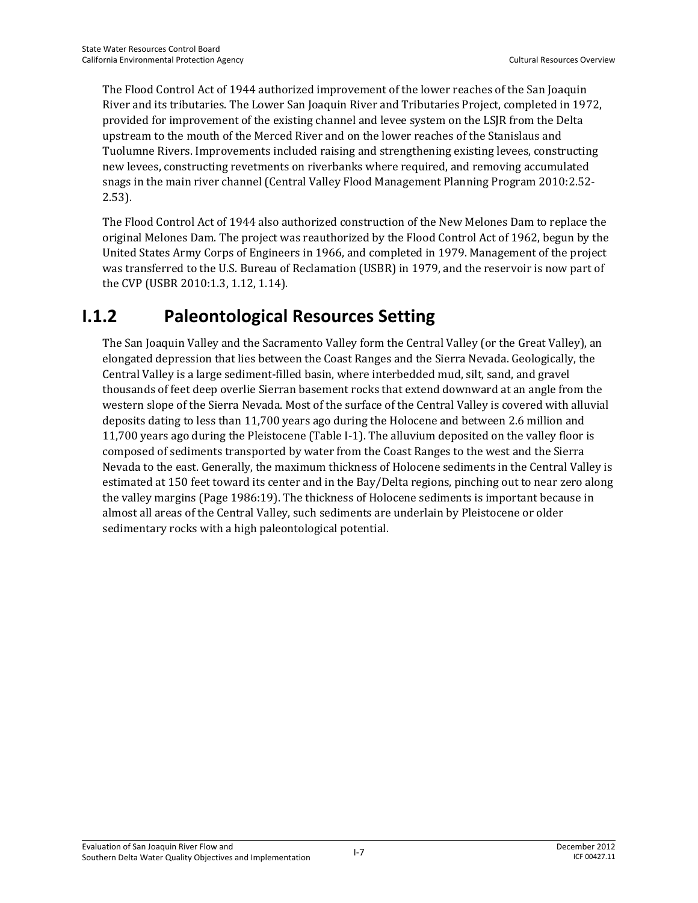The Flood Control Act of 1944 authorized improvement of the lower reaches of the San Joaquin River and its tributaries. The Lower San Joaquin River and Tributaries Project, completed in 1972, provided for improvement of the existing channel and levee system on the LSJR from the Delta upstream to the mouth of the Merced River and on the lower reaches of the Stanislaus and Tuolumne Rivers. Improvements included raising and strengthening existing levees, constructing new levees, constructing revetments on riverbanks where required, and removing accumulated snags in the main river channel (Central Valley Flood Management Planning Program 2010:2.52-2.53).

The Flood Control Act of 1944 also authorized construction of the New Melones Dam to replace the original Melones Dam. The project was reauthorized by the Flood Control Act of 1962, begun by the United States Army Corps of Engineers in 1966, and completed in 1979. Management of the project was transferred to the U.S. Bureau of Reclamation (USBR) in 1979, and the reservoir is now part of the CVP (USBR 2010:1.3, 1.12, 1.14).

## I.1.2 Paleontological Resources Setting

The San Joaquin Valley and the Sacramento Valley form the Central Valley (or the Great Valley), an elongated depression that lies between the Coast Ranges and the Sierra Nevada. Geologically, the Central Valley is a large sediment-filled basin, where interbedded mud, silt, sand, and gravel thousands of feet deep overlie Sierran basement rocks that extend downward at an angle from the western slope of the Sierra Nevada. Most of the surface of the Central Valley is covered with alluvial deposits dating to less than 11,700 years ago during the Holocene and between 2.6 million and 11,700 years ago during the Pleistocene (Table I-1). The alluvium deposited on the valley floor is composed of sediments transported by water from the Coast Ranges to the west and the Sierra Nevada to the east. Generally, the maximum thickness of Holocene sediments in the Central Valley is estimated at 150 feet toward its center and in the Bay/Delta regions, pinching out to near zero along the valley margins (Page 1986:19). The thickness of Holocene sediments is important because in almost all areas of the Central Valley, such sediments are underlain by Pleistocene or older sedimentary rocks with a high paleontological potential.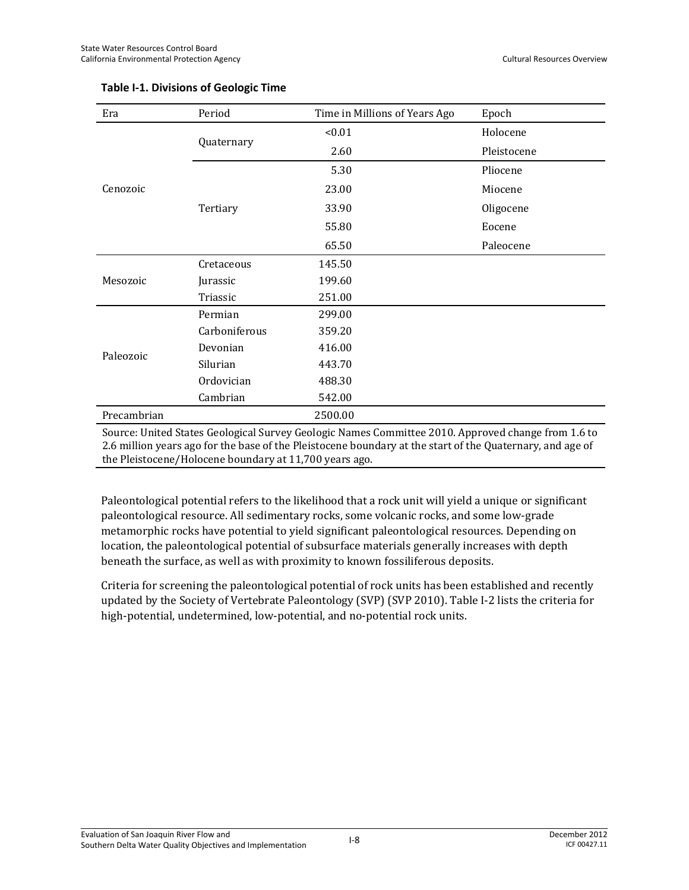**Table I-1. Divisions of Geologic Time**

| Era | Period | Time in Millions of Years Ago | Epoch |
|---|---|---|---|
| Cenozoic | Quaternary | <0.01 | Holocene |
| | | 2.60 | Pleistocene |
| | Tertiary | 5.30 | Pliocene |
| | | 23.00 | Miocene |
| | | 33.90 | Oligocene |
| | | 55.80 | Eocene |
| | | 65.50 | Paleocene |
| Mesozoic | Cretaceous | 145.50 | |
| | Jurassic | 199.60 | |
| | Triassic | 251.00 | |
| Paleozoic | Permian | 299.00 | |
| | Carboniferous | 359.20 | |
| | Devonian | 416.00 | |
| | Silurian | 443.70 | |
| | Ordovician | 488.30 | |
| | Cambrian | 542.00 | |
| Precambrian | | 2500.00 | |

Source: United States Geological Survey Geologic Names Committee 2010. Approved change from 1.6 to 2.6 million years ago for the base of the Pleistocene boundary at the start of the Quaternary, and age of the Pleistocene/Holocene boundary at 11,700 years ago.

Paleontological potential refers to the likelihood that a rock unit will yield a unique or significant paleontological resource. All sedimentary rocks, some volcanic rocks, and some low-grade metamorphic rocks have potential to yield significant paleontological resources. Depending on location, the paleontological potential of subsurface materials generally increases with depth beneath the surface, as well as with proximity to known fossiliferous deposits.

Criteria for screening the paleontological potential of rock units has been established and recently updated by the Society of Vertebrate Paleontology (SVP) (SVP 2010). Table I-2 lists the criteria for high-potential, undetermined, low-potential, and no-potential rock units.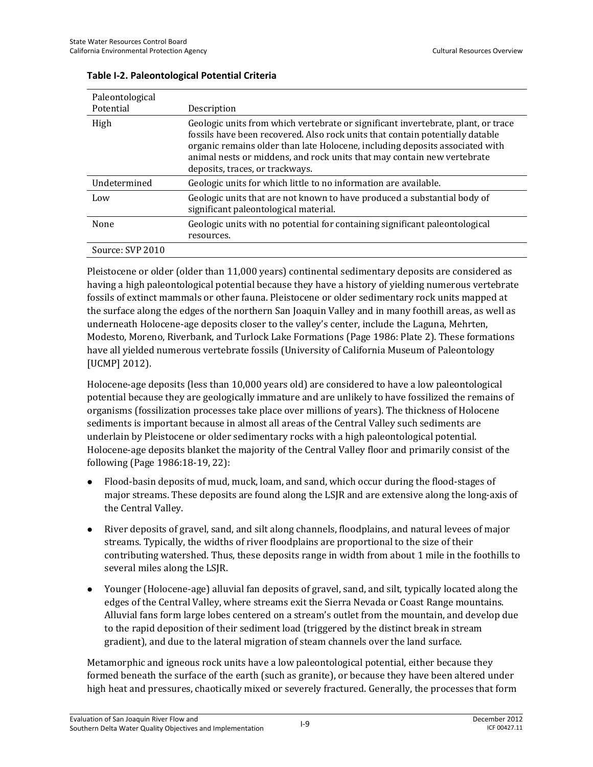**Table I-2. Paleontological Potential Criteria**

| Paleontological Potential | Description |
|---|---|
| High | Geologic units from which vertebrate or significant invertebrate, plant, or trace fossils have been recovered. Also rock units that contain potentially datable organic remains older than late Holocene, including deposits associated with animal nests or middens, and rock units that may contain new vertebrate deposits, traces, or trackways. |
| Undetermined | Geologic units for which little to no information are available. |
| Low | Geologic units that are not known to have produced a substantial body of significant paleontological material. |
| None | Geologic units with no potential for containing significant paleontological resources. |
| Source: SVP 2010 | |

Pleistocene or older (older than 11,000 years) continental sedimentary deposits are considered as having a high paleontological potential because they have a history of yielding numerous vertebrate fossils of extinct mammals or other fauna. Pleistocene or older sedimentary rock units mapped at the surface along the edges of the northern San Joaquin Valley and in many foothill areas, as well as underneath Holocene-age deposits closer to the valley's center, include the Laguna, Mehrten, Modesto, Moreno, Riverbank, and Turlock Lake Formations (Page 1986: Plate 2). These formations have all yielded numerous vertebrate fossils (University of California Museum of Paleontology [UCMP] 2012).

Holocene-age deposits (less than 10,000 years old) are considered to have a low paleontological potential because they are geologically immature and are unlikely to have fossilized the remains of organisms (fossilization processes take place over millions of years). The thickness of Holocene sediments is important because in almost all areas of the Central Valley such sediments are underlain by Pleistocene or older sedimentary rocks with a high paleontological potential. Holocene-age deposits blanket the majority of the Central Valley floor and primarily consist of the following (Page 1986:18-19, 22):

- Flood-basin deposits of mud, muck, loam, and sand, which occur during the flood-stages of major streams. These deposits are found along the LSJR and are extensive along the long-axis of the Central Valley.
- River deposits of gravel, sand, and silt along channels, floodplains, and natural levees of major streams. Typically, the widths of river floodplains are proportional to the size of their contributing watershed. Thus, these deposits range in width from about 1 mile in the foothills to several miles along the LSJR.
- Younger (Holocene-age) alluvial fan deposits of gravel, sand, and silt, typically located along the edges of the Central Valley, where streams exit the Sierra Nevada or Coast Range mountains. Alluvial fans form large lobes centered on a stream's outlet from the mountain, and develop due to the rapid deposition of their sediment load (triggered by the distinct break in stream gradient), and due to the lateral migration of steam channels over the land surface.

Metamorphic and igneous rock units have a low paleontological potential, either because they formed beneath the surface of the earth (such as granite), or because they have been altered under high heat and pressures, chaotically mixed or severely fractured. Generally, the processes that form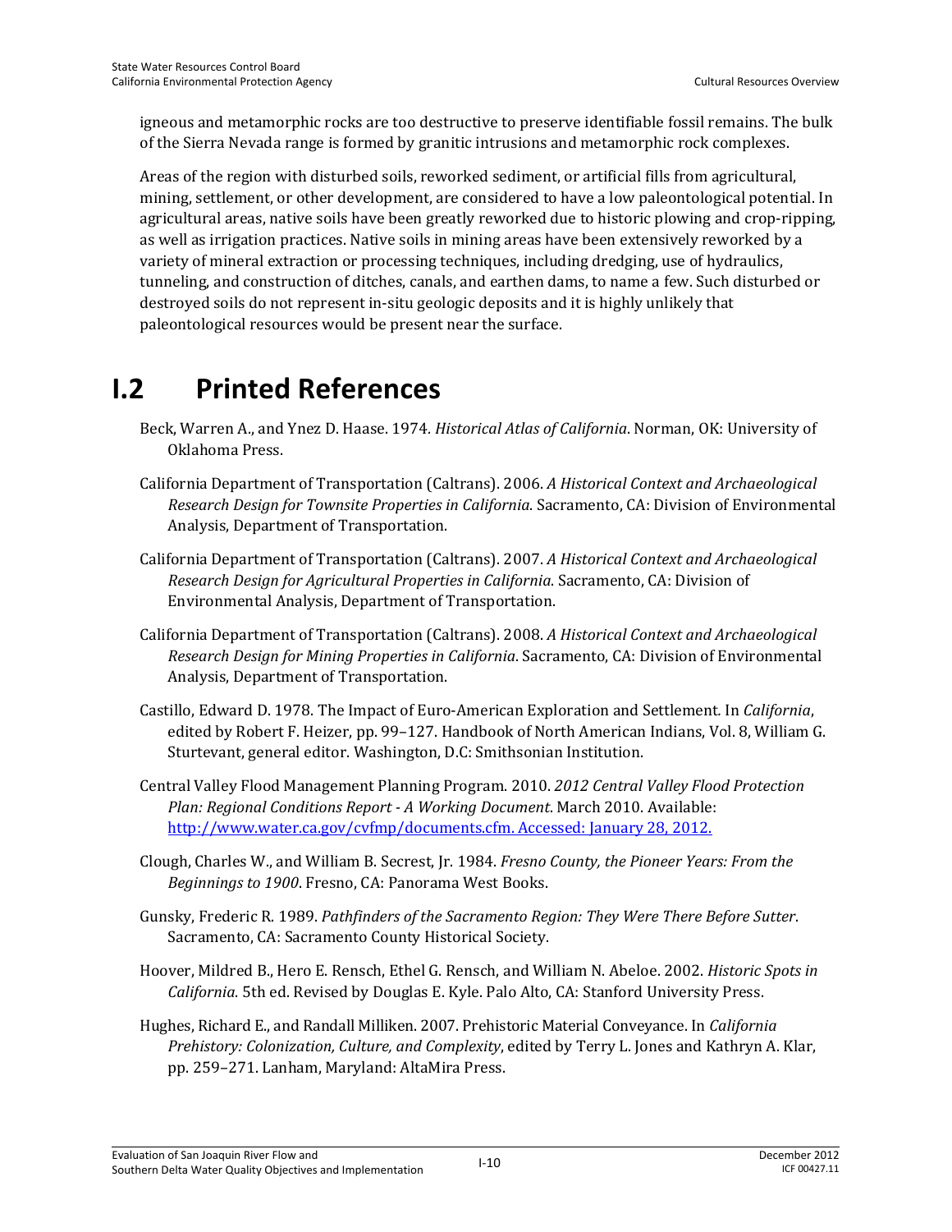igneous and metamorphic rocks are too destructive to preserve identifiable fossil remains. The bulk of the Sierra Nevada range is formed by granitic intrusions and metamorphic rock complexes.

Areas of the region with disturbed soils, reworked sediment, or artificial fills from agricultural, mining, settlement, or other development, are considered to have a low paleontological potential. In agricultural areas, native soils have been greatly reworked due to historic plowing and crop-ripping, as well as irrigation practices. Native soils in mining areas have been extensively reworked by a variety of mineral extraction or processing techniques, including dredging, use of hydraulics, tunneling, and construction of ditches, canals, and earthen dams, to name a few. Such disturbed or destroyed soils do not represent in-situ geologic deposits and it is highly unlikely that paleontological resources would be present near the surface.

# I.2 Printed References

Beck, Warren A., and Ynez D. Haase. 1974. *Historical Atlas of California*. Norman, OK: University of Oklahoma Press.

California Department of Transportation (Caltrans). 2006. *A Historical Context and Archaeological Research Design for Townsite Properties in California*. Sacramento, CA: Division of Environmental Analysis, Department of Transportation.

California Department of Transportation (Caltrans). 2007. *A Historical Context and Archaeological Research Design for Agricultural Properties in California*. Sacramento, CA: Division of Environmental Analysis, Department of Transportation.

California Department of Transportation (Caltrans). 2008. *A Historical Context and Archaeological Research Design for Mining Properties in California*. Sacramento, CA: Division of Environmental Analysis, Department of Transportation.

Castillo, Edward D. 1978. The Impact of Euro-American Exploration and Settlement. In *California*, edited by Robert F. Heizer, pp. 99–127. Handbook of North American Indians, Vol. 8, William G. Sturtevant, general editor. Washington, D.C: Smithsonian Institution.

Central Valley Flood Management Planning Program. 2010. *2012 Central Valley Flood Protection Plan: Regional Conditions Report - A Working Document*. March 2010. Available: http://www.water.ca.gov/cvfmp/documents.cfm. Accessed: January 28, 2012.

Clough, Charles W., and William B. Secrest, Jr. 1984. *Fresno County, the Pioneer Years: From the Beginnings to 1900*. Fresno, CA: Panorama West Books.

Gunsky, Frederic R. 1989. *Pathfinders of the Sacramento Region: They Were There Before Sutter*. Sacramento, CA: Sacramento County Historical Society.

Hoover, Mildred B., Hero E. Rensch, Ethel G. Rensch, and William N. Abeloe. 2002. *Historic Spots in California*. 5th ed. Revised by Douglas E. Kyle. Palo Alto, CA: Stanford University Press.

Hughes, Richard E., and Randall Milliken. 2007. Prehistoric Material Conveyance. In *California Prehistory: Colonization, Culture, and Complexity*, edited by Terry L. Jones and Kathryn A. Klar, pp. 259–271. Lanham, Maryland: AltaMira Press.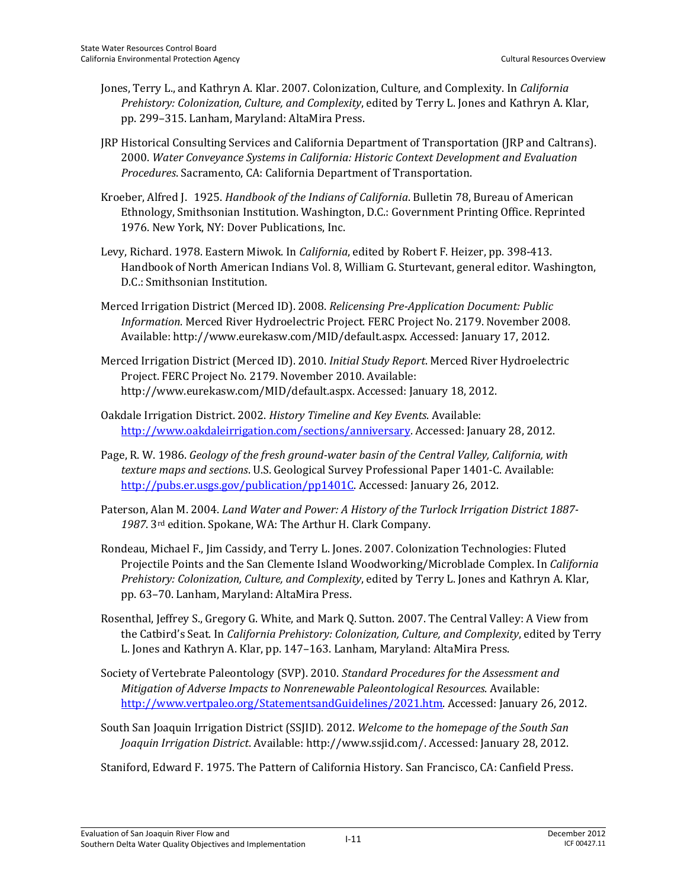Jones, Terry L., and Kathryn A. Klar. 2007. Colonization, Culture, and Complexity. In *California Prehistory: Colonization, Culture, and Complexity*, edited by Terry L. Jones and Kathryn A. Klar, pp. 299–315. Lanham, Maryland: AltaMira Press.

JRP Historical Consulting Services and California Department of Transportation (JRP and Caltrans). 2000. *Water Conveyance Systems in California: Historic Context Development and Evaluation Procedures*. Sacramento, CA: California Department of Transportation.

Kroeber, Alfred J. 1925. *Handbook of the Indians of California*. Bulletin 78, Bureau of American Ethnology, Smithsonian Institution. Washington, D.C.: Government Printing Office. Reprinted 1976. New York, NY: Dover Publications, Inc.

Levy, Richard. 1978. Eastern Miwok. In *California*, edited by Robert F. Heizer, pp. 398-413. Handbook of North American Indians Vol. 8, William G. Sturtevant, general editor. Washington, D.C.: Smithsonian Institution.

Merced Irrigation District (Merced ID). 2008. *Relicensing Pre-Application Document: Public Information*. Merced River Hydroelectric Project. FERC Project No. 2179. November 2008. Available: http://www.eurekasw.com/MID/default.aspx. Accessed: January 17, 2012.

Merced Irrigation District (Merced ID). 2010. *Initial Study Report*. Merced River Hydroelectric Project. FERC Project No. 2179. November 2010. Available: http://www.eurekasw.com/MID/default.aspx. Accessed: January 18, 2012.

Oakdale Irrigation District. 2002. *History Timeline and Key Events*. Available: http://www.oakdaleirrigation.com/sections/anniversary. Accessed: January 28, 2012.

Page, R. W. 1986. *Geology of the fresh ground-water basin of the Central Valley, California, with texture maps and sections*. U.S. Geological Survey Professional Paper 1401-C. Available: http://pubs.er.usgs.gov/publication/pp1401C. Accessed: January 26, 2012.

Paterson, Alan M. 2004. *Land Water and Power: A History of the Turlock Irrigation District 1887-1987*. 3rd edition. Spokane, WA: The Arthur H. Clark Company.

Rondeau, Michael F., Jim Cassidy, and Terry L. Jones. 2007. Colonization Technologies: Fluted Projectile Points and the San Clemente Island Woodworking/Microblade Complex. In *California Prehistory: Colonization, Culture, and Complexity*, edited by Terry L. Jones and Kathryn A. Klar, pp. 63–70. Lanham, Maryland: AltaMira Press.

Rosenthal, Jeffrey S., Gregory G. White, and Mark Q. Sutton. 2007. The Central Valley: A View from the Catbird's Seat. In *California Prehistory: Colonization, Culture, and Complexity*, edited by Terry L. Jones and Kathryn A. Klar, pp. 147–163. Lanham, Maryland: AltaMira Press.

Society of Vertebrate Paleontology (SVP). 2010. *Standard Procedures for the Assessment and Mitigation of Adverse Impacts to Nonrenewable Paleontological Resources*. Available: http://www.vertpaleo.org/StatementsandGuidelines/2021.htm. Accessed: January 26, 2012.

South San Joaquin Irrigation District (SSJID). 2012. *Welcome to the homepage of the South San Joaquin Irrigation District*. Available: http://www.ssjid.com/. Accessed: January 28, 2012.

Staniford, Edward F. 1975. The Pattern of California History. San Francisco, CA: Canfield Press.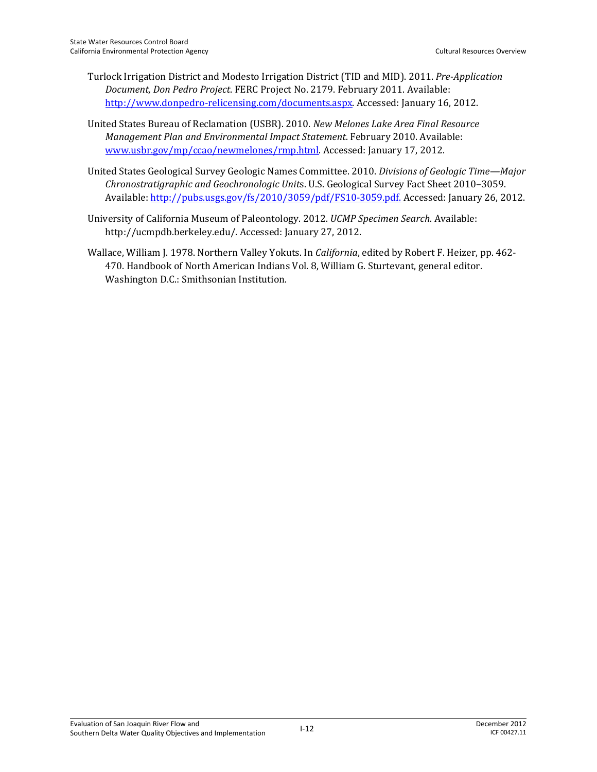Turlock Irrigation District and Modesto Irrigation District (TID and MID). 2011. *Pre-Application Document, Don Pedro Project*. FERC Project No. 2179. February 2011. Available: [http://www.donpedro-relicensing.com/documents.aspx](http://www.donpedro-relicensing.com/documents.aspx). Accessed: January 16, 2012.

United States Bureau of Reclamation (USBR). 2010. *New Melones Lake Area Final Resource Management Plan and Environmental Impact Statement*. February 2010. Available: [www.usbr.gov/mp/ccao/newmelones/rmp.html](www.usbr.gov/mp/ccao/newmelones/rmp.html). Accessed: January 17, 2012.

United States Geological Survey Geologic Names Committee. 2010. *Divisions of Geologic Time—Major Chronostratigraphic and Geochronologic Units*. U.S. Geological Survey Fact Sheet 2010–3059. Available: [http://pubs.usgs.gov/fs/2010/3059/pdf/FS10-3059.pdf.](http://pubs.usgs.gov/fs/2010/3059/pdf/FS10-3059.pdf) Accessed: January 26, 2012.

University of California Museum of Paleontology. 2012. *UCMP Specimen Search*. Available: http://ucmpdb.berkeley.edu/. Accessed: January 27, 2012.

Wallace, William J. 1978. Northern Valley Yokuts. In *California*, edited by Robert F. Heizer, pp. 462-470. Handbook of North American Indians Vol. 8, William G. Sturtevant, general editor. Washington D.C.: Smithsonian Institution.